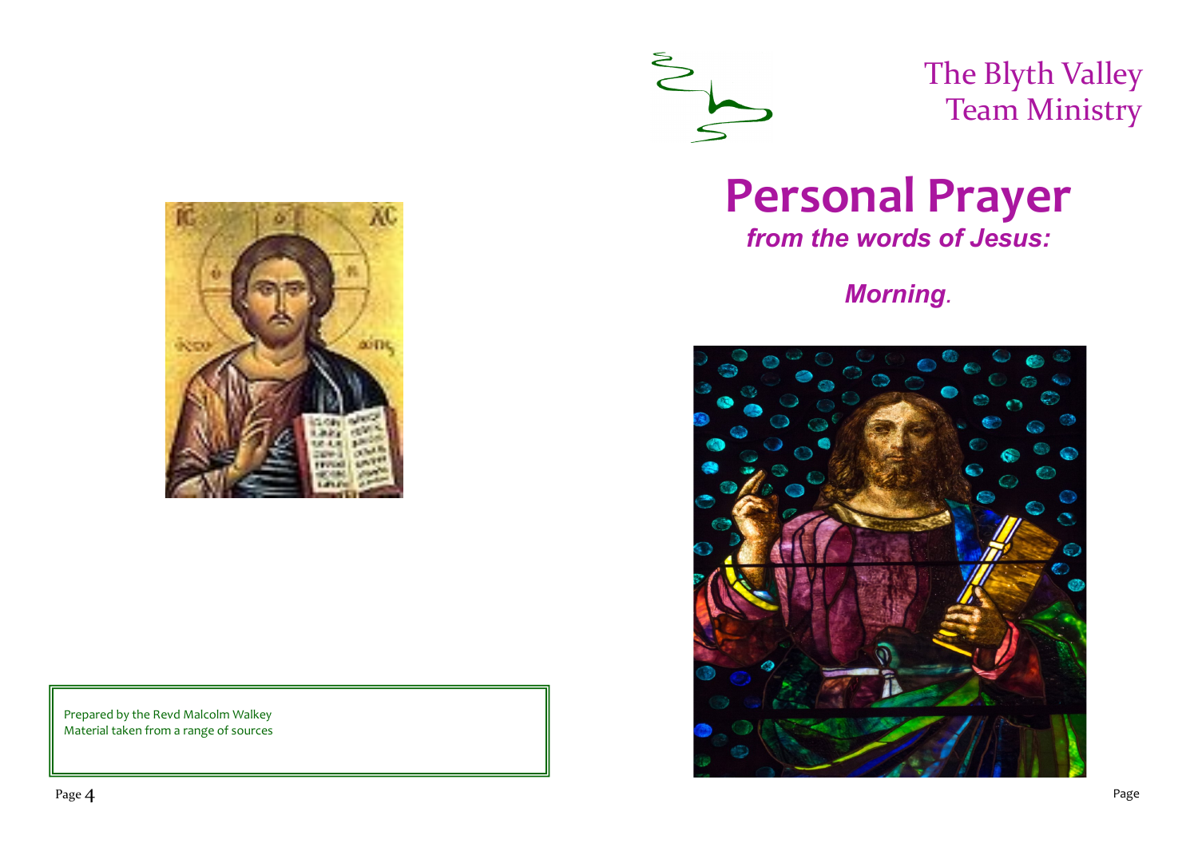Prepared by the Revd Malcolm Walkey
Material taken from a range of sources

The Blyth Valley
Team Ministry

# Personal Prayer

***from the words of Jesus:***

***Morning.***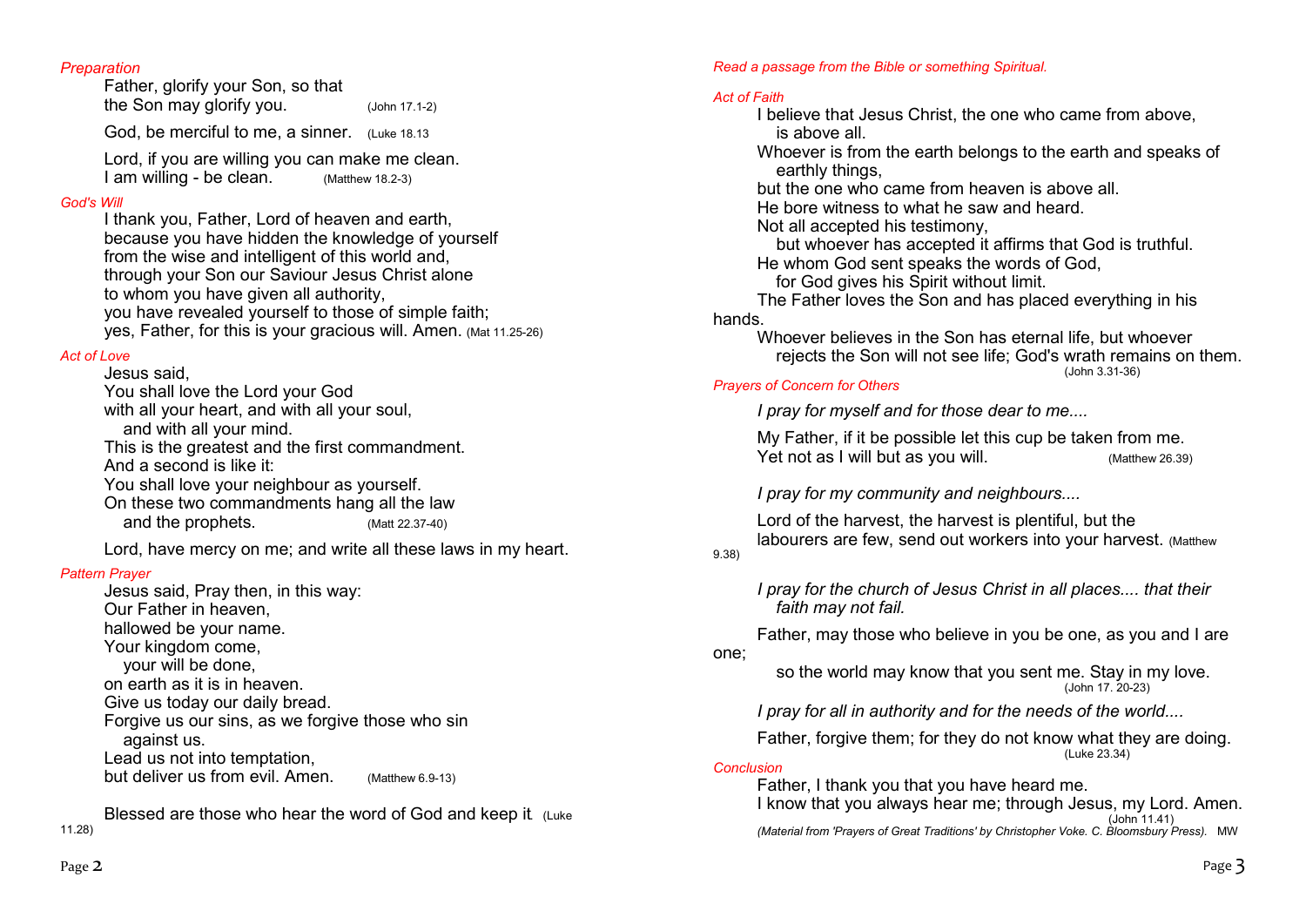*Preparation*

Father, glorify your Son, so that
the Son may glorify you. (John 17.1-2)

God, be merciful to me, a sinner. (Luke 18.13

Lord, if you are willing you can make me clean.
I am willing - be clean. (Matthew 18.2-3)

*God's Will*

I thank you, Father, Lord of heaven and earth,
because you have hidden the knowledge of yourself
from the wise and intelligent of this world and,
through your Son our Saviour Jesus Christ alone
to whom you have given all authority,
you have revealed yourself to those of simple faith;
yes, Father, for this is your gracious will. Amen. (Mat 11.25-26)

*Act of Love*

Jesus said,
You shall love the Lord your God
with all your heart, and with all your soul,
and with all your mind.
This is the greatest and the first commandment.
And a second is like it:
You shall love your neighbour as yourself.
On these two commandments hang all the law
and the prophets. (Matt 22.37-40)

Lord, have mercy on me; and write all these laws in my heart.

*Pattern Prayer*

Jesus said, Pray then, in this way:
Our Father in heaven,
hallowed be your name.
Your kingdom come,
your will be done,
on earth as it is in heaven.
Give us today our daily bread.
Forgive us our sins, as we forgive those who sin
against us.
Lead us not into temptation,
but deliver us from evil. Amen. (Matthew 6.9-13)

Blessed are those who hear the word of God and keep it (Luke 11.28)

*Read a passage from the Bible or something Spiritual.*

*Act of Faith*

I believe that Jesus Christ, the one who came from above,
is above all.
Whoever is from the earth belongs to the earth and speaks of
earthly things,
but the one who came from heaven is above all.
He bore witness to what he saw and heard.
Not all accepted his testimony,
but whoever has accepted it affirms that God is truthful.
He whom God sent speaks the words of God,
for God gives his Spirit without limit.
The Father loves the Son and has placed everything in his
hands.
Whoever believes in the Son has eternal life, but whoever
rejects the Son will not see life; God's wrath remains on them.
(John 3.31-36)

*Prayers of Concern for Others*

*I pray for myself and for those dear to me....*

My Father, if it be possible let this cup be taken from me.
Yet not as I will but as you will. (Matthew 26.39)

*I pray for my community and neighbours....*

Lord of the harvest, the harvest is plentiful, but the
labourers are few, send out workers into your harvest. (Matthew 9.38)

*I pray for the church of Jesus Christ in all places.... that their faith may not fail.*

Father, may those who believe in you be one, as you and I are
one;
so the world may know that you sent me. Stay in my love.
(John 17. 20-23)

*I pray for all in authority and for the needs of the world....*

Father, forgive them; for they do not know what they are doing.
(Luke 23.34)

*Conclusion*

Father, I thank you that you have heard me.
I know that you always hear me; through Jesus, my Lord. Amen.
(John 11.41)

*(Material from 'Prayers of Great Traditions' by Christopher Voke. C. Bloomsbury Press).* MW